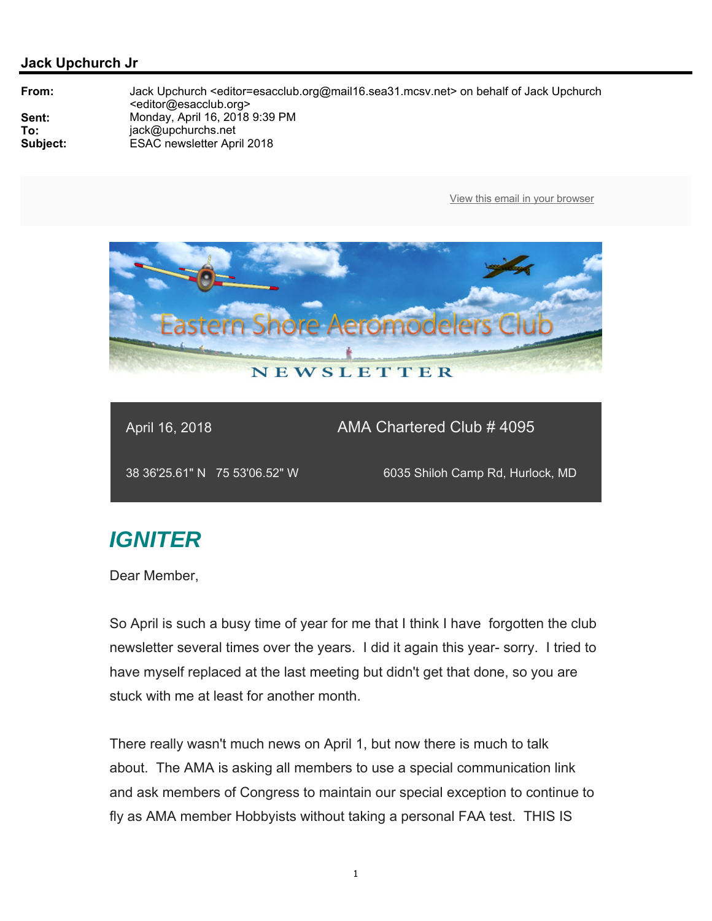**Jack Upchurch Jr**

| | |
|---|---|
| **From:** | Jack Upchurch <editor=esacclub.org@mail16.sea31.mcsv.net> on behalf of Jack Upchurch <editor@esacclub.org> |
| **Sent:** | Monday, April 16, 2018 9:39 PM |
| **To:** | jack@upchurchs.net |
| **Subject:** | ESAC newsletter April 2018 |

View this email in your browser

Eastern Shore Aeromodelers Club

NEWSLETTER

April 16, 2018 — AMA Chartered Club # 4095

38 36'25.61" N 75 53'06.52" W — 6035 Shiloh Camp Rd, Hurlock, MD

## *IGNITER*

Dear Member,

So April is such a busy time of year for me that I think I have forgotten the club newsletter several times over the years. I did it again this year- sorry. I tried to have myself replaced at the last meeting but didn't get that done, so you are stuck with me at least for another month.

There really wasn't much news on April 1, but now there is much to talk about. The AMA is asking all members to use a special communication link and ask members of Congress to maintain our special exception to continue to fly as AMA member Hobbyists without taking a personal FAA test. THIS IS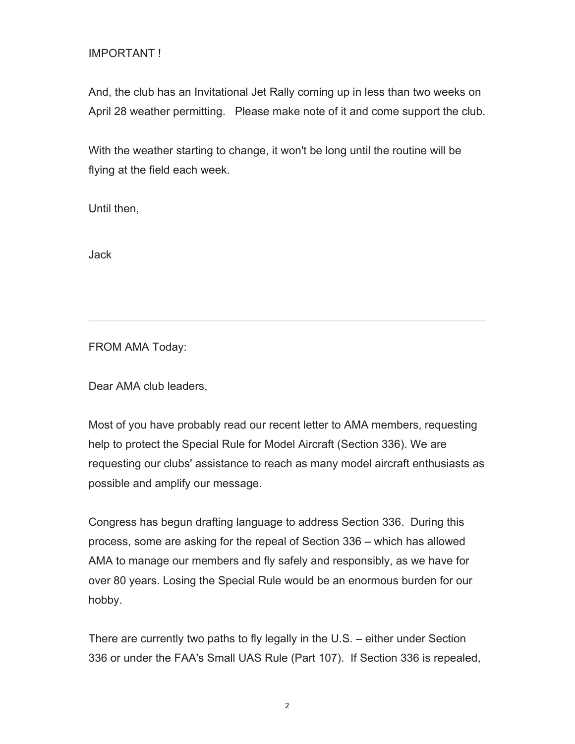IMPORTANT !

And, the club has an Invitational Jet Rally coming up in less than two weeks on April 28 weather permitting.   Please make note of it and come support the club.

With the weather starting to change, it won't be long until the routine will be flying at the field each week.

Until then,

Jack

---

FROM AMA Today:

Dear AMA club leaders,

Most of you have probably read our recent letter to AMA members, requesting help to protect the Special Rule for Model Aircraft (Section 336). We are requesting our clubs' assistance to reach as many model aircraft enthusiasts as possible and amplify our message.

Congress has begun drafting language to address Section 336.  During this process, some are asking for the repeal of Section 336 – which has allowed AMA to manage our members and fly safely and responsibly, as we have for over 80 years. Losing the Special Rule would be an enormous burden for our hobby.

There are currently two paths to fly legally in the U.S. – either under Section 336 or under the FAA's Small UAS Rule (Part 107).  If Section 336 is repealed,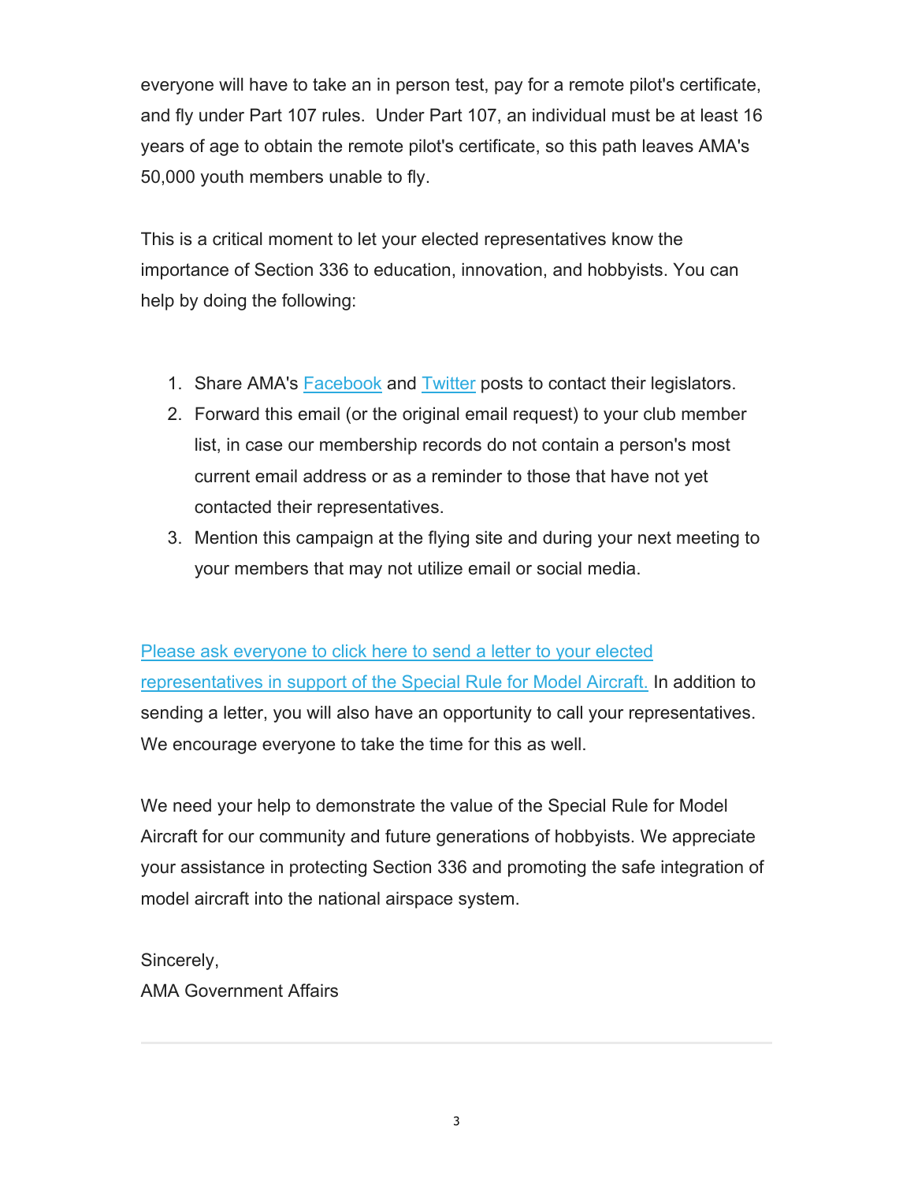everyone will have to take an in person test, pay for a remote pilot's certificate, and fly under Part 107 rules. Under Part 107, an individual must be at least 16 years of age to obtain the remote pilot's certificate, so this path leaves AMA's 50,000 youth members unable to fly.

This is a critical moment to let your elected representatives know the importance of Section 336 to education, innovation, and hobbyists. You can help by doing the following:

1. Share AMA's Facebook and Twitter posts to contact their legislators.
2. Forward this email (or the original email request) to your club member list, in case our membership records do not contain a person's most current email address or as a reminder to those that have not yet contacted their representatives.
3. Mention this campaign at the flying site and during your next meeting to your members that may not utilize email or social media.

Please ask everyone to click here to send a letter to your elected representatives in support of the Special Rule for Model Aircraft. In addition to sending a letter, you will also have an opportunity to call your representatives. We encourage everyone to take the time for this as well.

We need your help to demonstrate the value of the Special Rule for Model Aircraft for our community and future generations of hobbyists. We appreciate your assistance in protecting Section 336 and promoting the safe integration of model aircraft into the national airspace system.

Sincerely,
AMA Government Affairs

---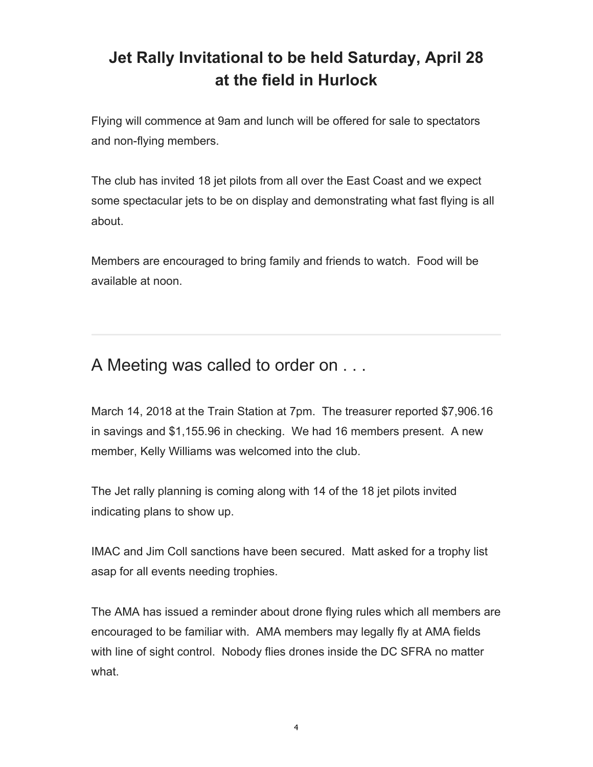## Jet Rally Invitational to be held Saturday, April 28 at the field in Hurlock

Flying will commence at 9am and lunch will be offered for sale to spectators and non-flying members.

The club has invited 18 jet pilots from all over the East Coast and we expect some spectacular jets to be on display and demonstrating what fast flying is all about.

Members are encouraged to bring family and friends to watch. Food will be available at noon.

---

## A Meeting was called to order on . . .

March 14, 2018 at the Train Station at 7pm. The treasurer reported $7,906.16 in savings and $1,155.96 in checking. We had 16 members present. A new member, Kelly Williams was welcomed into the club.

The Jet rally planning is coming along with 14 of the 18 jet pilots invited indicating plans to show up.

IMAC and Jim Coll sanctions have been secured. Matt asked for a trophy list asap for all events needing trophies.

The AMA has issued a reminder about drone flying rules which all members are encouraged to be familiar with. AMA members may legally fly at AMA fields with line of sight control. Nobody flies drones inside the DC SFRA no matter what.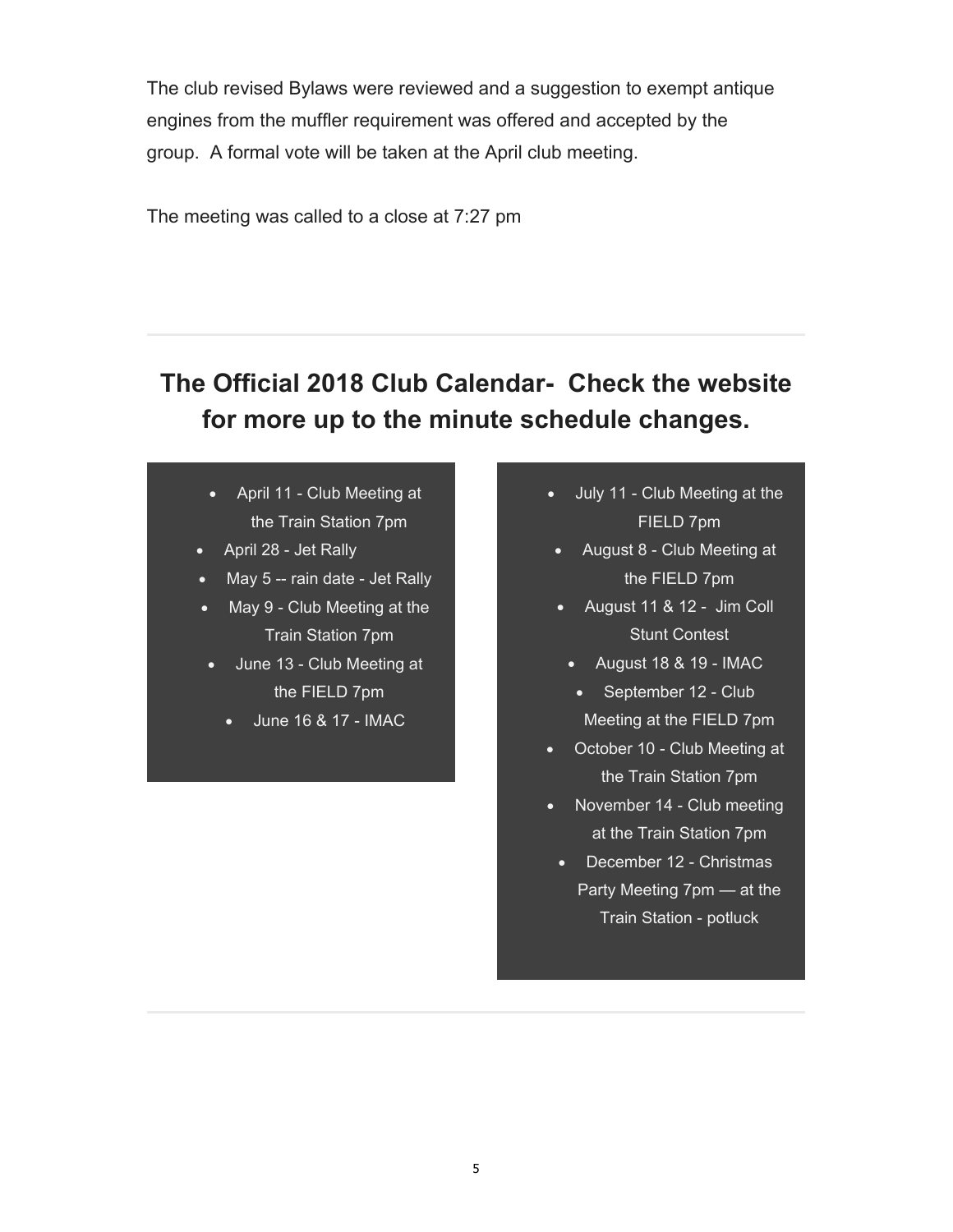The club revised Bylaws were reviewed and a suggestion to exempt antique engines from the muffler requirement was offered and accepted by the group. A formal vote will be taken at the April club meeting.

The meeting was called to a close at 7:27 pm

---

## The Official 2018 Club Calendar- Check the website for more up to the minute schedule changes.

- April 11 - Club Meeting at the Train Station 7pm
- April 28 - Jet Rally
- May 5 -- rain date - Jet Rally
- May 9 - Club Meeting at the Train Station 7pm
- June 13 - Club Meeting at the FIELD 7pm
- June 16 & 17 - IMAC

- July 11 - Club Meeting at the FIELD 7pm
- August 8 - Club Meeting at the FIELD 7pm
- August 11 & 12 - Jim Coll Stunt Contest
- August 18 & 19 - IMAC
- September 12 - Club Meeting at the FIELD 7pm
- October 10 - Club Meeting at the Train Station 7pm
- November 14 - Club meeting at the Train Station 7pm
- December 12 - Christmas Party Meeting 7pm — at the Train Station - potluck

---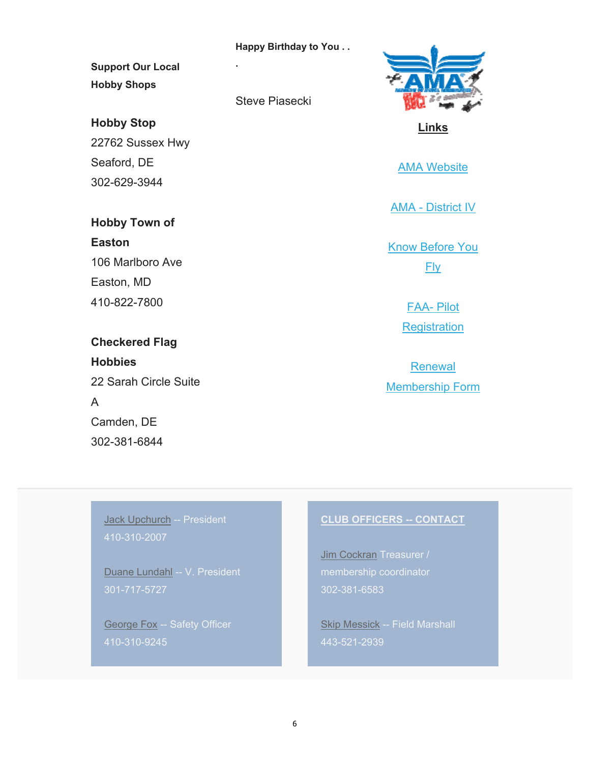**Support Our Local Hobby Shops**

**Hobby Stop**
22762 Sussex Hwy
Seaford, DE
302-629-3944

**Hobby Town of Easton**
106 Marlboro Ave
Easton, MD
410-822-7800

**Checkered Flag Hobbies**
22 Sarah Circle Suite A
Camden, DE
302-381-6844

**Happy Birthday to You . . .**

Steve Piasecki

**Links**

AMA Website

AMA - District IV

Know Before You Fly

FAA- Pilot Registration

Renewal Membership Form

Jack Upchurch -- President
410-310-2007

Duane Lundahl -- V. President
301-717-5727

George Fox -- Safety Officer
410-310-9245

**CLUB OFFICERS -- CONTACT**

Jim Cockran Treasurer / membership coordinator
302-381-6583

Skip Messick -- Field Marshall
443-521-2939